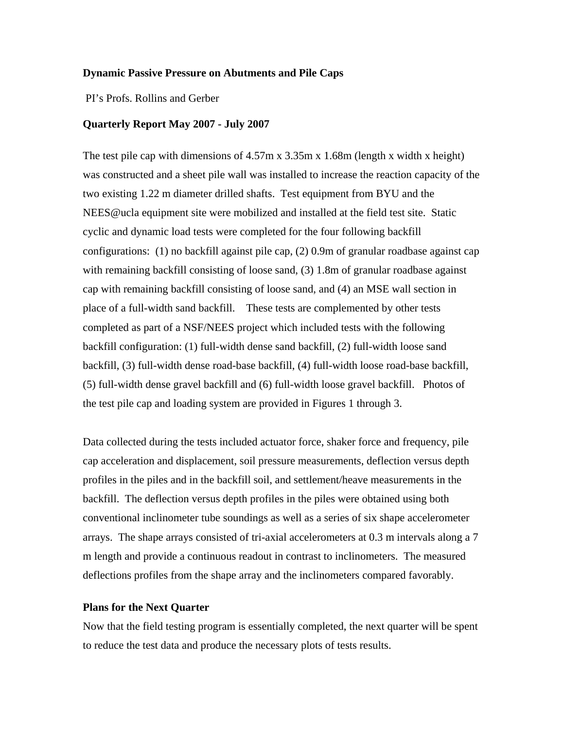**Dynamic Passive Pressure on Abutments and Pile Caps**

PI's Profs. Rollins and Gerber

**Quarterly Report May 2007 - July 2007**

The test pile cap with dimensions of 4.57m x 3.35m x 1.68m (length x width x height) was constructed and a sheet pile wall was installed to increase the reaction capacity of the two existing 1.22 m diameter drilled shafts. Test equipment from BYU and the NEES@ucla equipment site were mobilized and installed at the field test site. Static cyclic and dynamic load tests were completed for the four following backfill configurations: (1) no backfill against pile cap, (2) 0.9m of granular roadbase against cap with remaining backfill consisting of loose sand, (3) 1.8m of granular roadbase against cap with remaining backfill consisting of loose sand, and (4) an MSE wall section in place of a full-width sand backfill. These tests are complemented by other tests completed as part of a NSF/NEES project which included tests with the following backfill configuration: (1) full-width dense sand backfill, (2) full-width loose sand backfill, (3) full-width dense road-base backfill, (4) full-width loose road-base backfill, (5) full-width dense gravel backfill and (6) full-width loose gravel backfill. Photos of the test pile cap and loading system are provided in Figures 1 through 3.

Data collected during the tests included actuator force, shaker force and frequency, pile cap acceleration and displacement, soil pressure measurements, deflection versus depth profiles in the piles and in the backfill soil, and settlement/heave measurements in the backfill. The deflection versus depth profiles in the piles were obtained using both conventional inclinometer tube soundings as well as a series of six shape accelerometer arrays. The shape arrays consisted of tri-axial accelerometers at 0.3 m intervals along a 7 m length and provide a continuous readout in contrast to inclinometers. The measured deflections profiles from the shape array and the inclinometers compared favorably.

**Plans for the Next Quarter**

Now that the field testing program is essentially completed, the next quarter will be spent to reduce the test data and produce the necessary plots of tests results.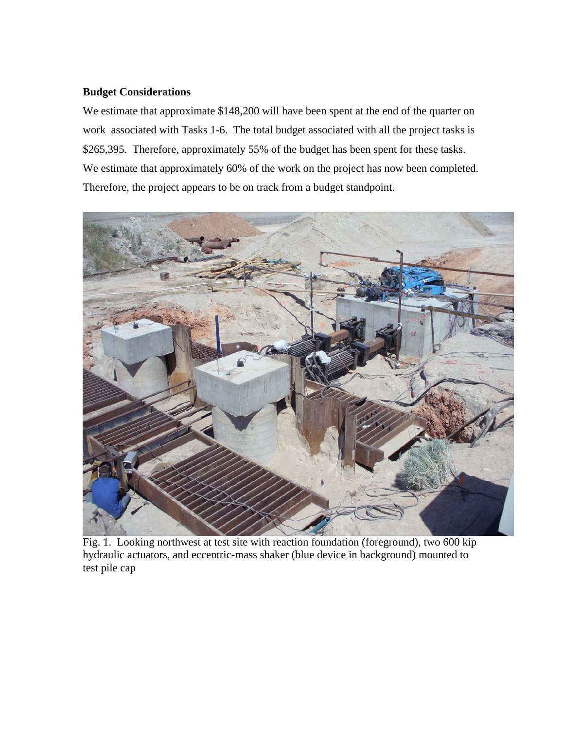**Budget Considerations**

We estimate that approximate $148,200 will have been spent at the end of the quarter on work associated with Tasks 1-6. The total budget associated with all the project tasks is $265,395. Therefore, approximately 55% of the budget has been spent for these tasks. We estimate that approximately 60% of the work on the project has now been completed. Therefore, the project appears to be on track from a budget standpoint.

Fig. 1. Looking northwest at test site with reaction foundation (foreground), two 600 kip hydraulic actuators, and eccentric-mass shaker (blue device in background) mounted to test pile cap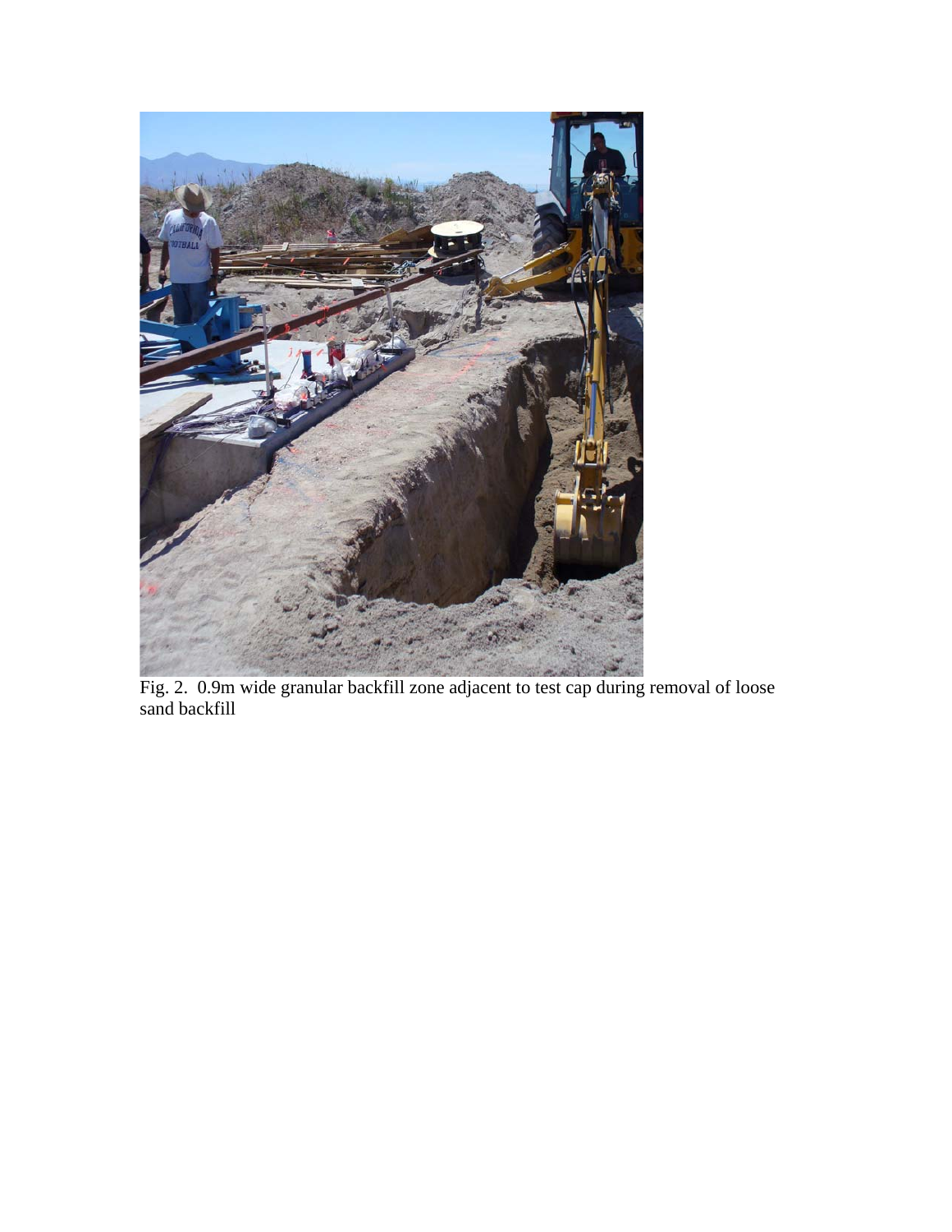Fig. 2. 0.9m wide granular backfill zone adjacent to test cap during removal of loose sand backfill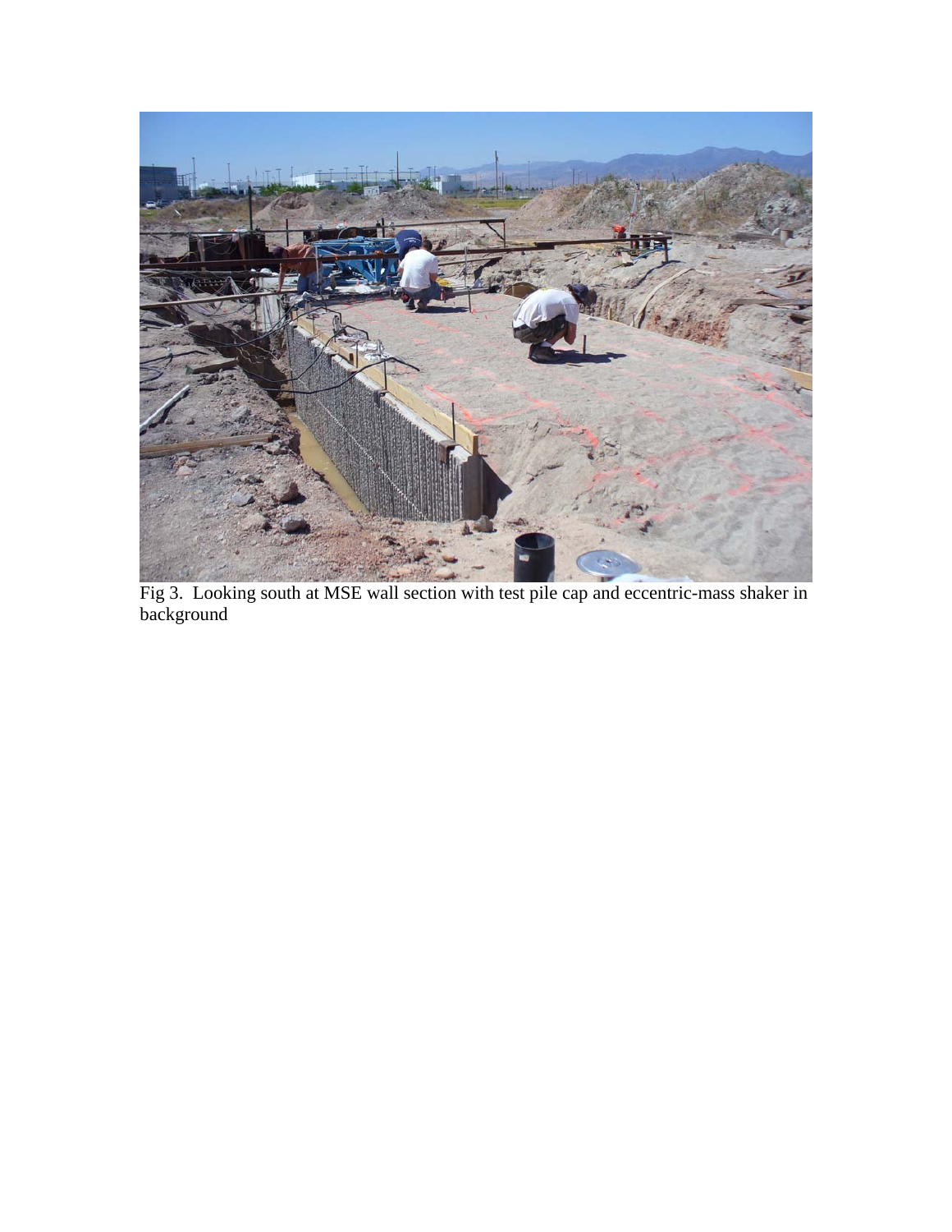Fig 3. Looking south at MSE wall section with test pile cap and eccentric-mass shaker in background